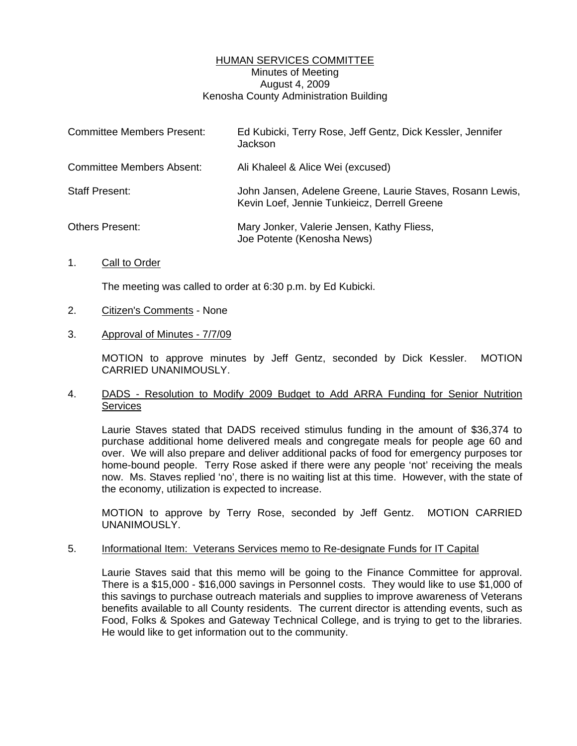# HUMAN SERVICES COMMITTEE

Minutes of Meeting
August 4, 2009
Kenosha County Administration Building

| | |
|---|---|
| Committee Members Present: | Ed Kubicki, Terry Rose, Jeff Gentz, Dick Kessler, Jennifer Jackson |
| Committee Members Absent: | Ali Khaleel & Alice Wei (excused) |
| Staff Present: | John Jansen, Adelene Greene, Laurie Staves, Rosann Lewis, Kevin Loef, Jennie Tunkieicz, Derrell Greene |
| Others Present: | Mary Jonker, Valerie Jensen, Kathy Fliess, Joe Potente (Kenosha News) |

1. Call to Order

   The meeting was called to order at 6:30 p.m. by Ed Kubicki.

2. Citizen's Comments - None

3. Approval of Minutes - 7/7/09

   MOTION to approve minutes by Jeff Gentz, seconded by Dick Kessler. MOTION CARRIED UNANIMOUSLY.

4. DADS - Resolution to Modify 2009 Budget to Add ARRA Funding for Senior Nutrition Services

   Laurie Staves stated that DADS received stimulus funding in the amount of $36,374 to purchase additional home delivered meals and congregate meals for people age 60 and over. We will also prepare and deliver additional packs of food for emergency purposes tor home-bound people. Terry Rose asked if there were any people 'not' receiving the meals now. Ms. Staves replied 'no', there is no waiting list at this time. However, with the state of the economy, utilization is expected to increase.

   MOTION to approve by Terry Rose, seconded by Jeff Gentz. MOTION CARRIED UNANIMOUSLY.

5. Informational Item: Veterans Services memo to Re-designate Funds for IT Capital

   Laurie Staves said that this memo will be going to the Finance Committee for approval. There is a $15,000 - $16,000 savings in Personnel costs. They would like to use $1,000 of this savings to purchase outreach materials and supplies to improve awareness of Veterans benefits available to all County residents. The current director is attending events, such as Food, Folks & Spokes and Gateway Technical College, and is trying to get to the libraries. He would like to get information out to the community.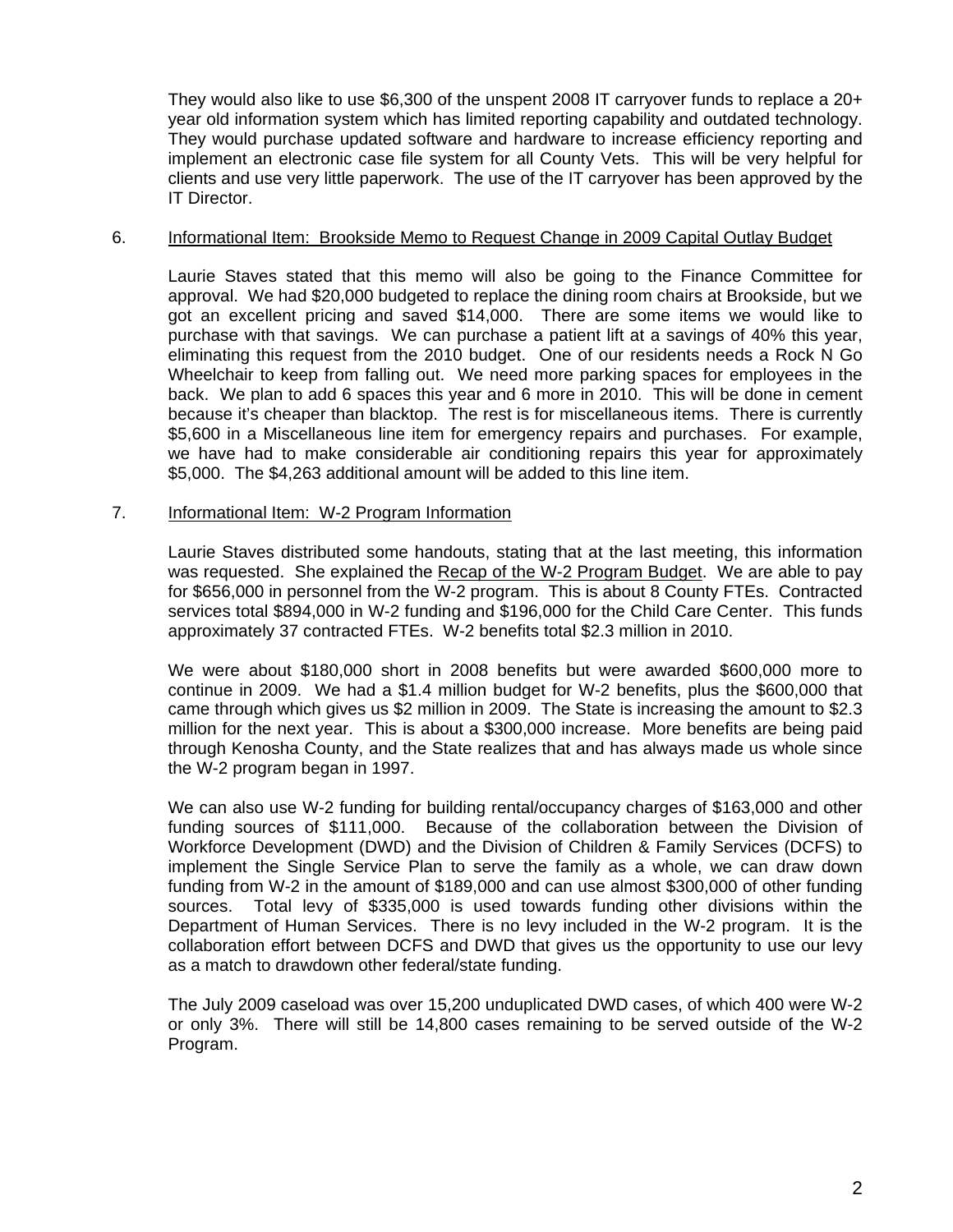They would also like to use $6,300 of the unspent 2008 IT carryover funds to replace a 20+ year old information system which has limited reporting capability and outdated technology. They would purchase updated software and hardware to increase efficiency reporting and implement an electronic case file system for all County Vets. This will be very helpful for clients and use very little paperwork. The use of the IT carryover has been approved by the IT Director.

6. <u>Informational Item: Brookside Memo to Request Change in 2009 Capital Outlay Budget</u>

Laurie Staves stated that this memo will also be going to the Finance Committee for approval. We had $20,000 budgeted to replace the dining room chairs at Brookside, but we got an excellent pricing and saved $14,000. There are some items we would like to purchase with that savings. We can purchase a patient lift at a savings of 40% this year, eliminating this request from the 2010 budget. One of our residents needs a Rock N Go Wheelchair to keep from falling out. We need more parking spaces for employees in the back. We plan to add 6 spaces this year and 6 more in 2010. This will be done in cement because it's cheaper than blacktop. The rest is for miscellaneous items. There is currently $5,600 in a Miscellaneous line item for emergency repairs and purchases. For example, we have had to make considerable air conditioning repairs this year for approximately $5,000. The $4,263 additional amount will be added to this line item.

7. <u>Informational Item: W-2 Program Information</u>

Laurie Staves distributed some handouts, stating that at the last meeting, this information was requested. She explained the <u>Recap of the W-2 Program Budget</u>. We are able to pay for $656,000 in personnel from the W-2 program. This is about 8 County FTEs. Contracted services total $894,000 in W-2 funding and $196,000 for the Child Care Center. This funds approximately 37 contracted FTEs. W-2 benefits total $2.3 million in 2010.

We were about $180,000 short in 2008 benefits but were awarded $600,000 more to continue in 2009. We had a $1.4 million budget for W-2 benefits, plus the $600,000 that came through which gives us $2 million in 2009. The State is increasing the amount to $2.3 million for the next year. This is about a $300,000 increase. More benefits are being paid through Kenosha County, and the State realizes that and has always made us whole since the W-2 program began in 1997.

We can also use W-2 funding for building rental/occupancy charges of $163,000 and other funding sources of $111,000. Because of the collaboration between the Division of Workforce Development (DWD) and the Division of Children & Family Services (DCFS) to implement the Single Service Plan to serve the family as a whole, we can draw down funding from W-2 in the amount of $189,000 and can use almost $300,000 of other funding sources. Total levy of $335,000 is used towards funding other divisions within the Department of Human Services. There is no levy included in the W-2 program. It is the collaboration effort between DCFS and DWD that gives us the opportunity to use our levy as a match to drawdown other federal/state funding.

The July 2009 caseload was over 15,200 unduplicated DWD cases, of which 400 were W-2 or only 3%. There will still be 14,800 cases remaining to be served outside of the W-2 Program.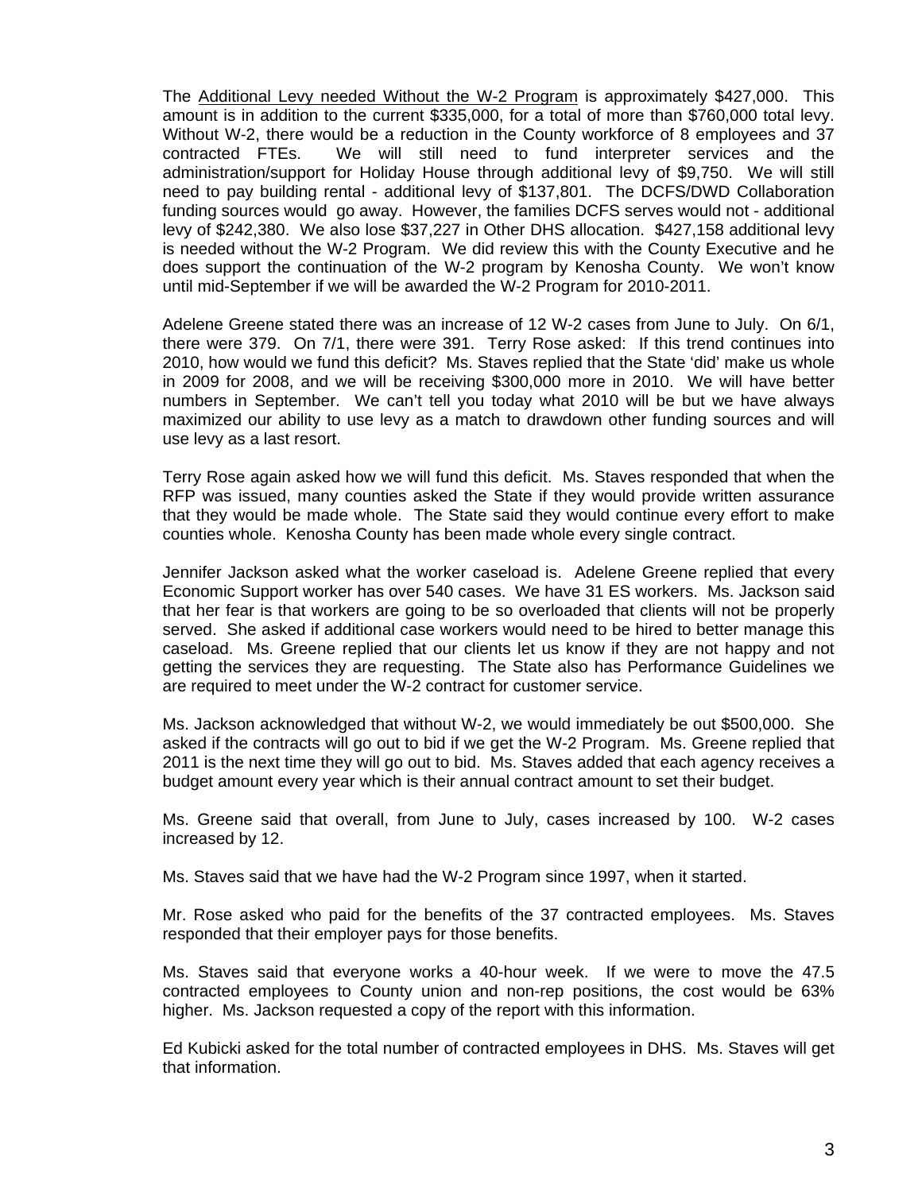The <u>Additional Levy needed Without the W-2 Program</u> is approximately $427,000. This amount is in addition to the current $335,000, for a total of more than $760,000 total levy. Without W-2, there would be a reduction in the County workforce of 8 employees and 37 contracted FTEs. We will still need to fund interpreter services and the administration/support for Holiday House through additional levy of $9,750. We will still need to pay building rental - additional levy of $137,801. The DCFS/DWD Collaboration funding sources would go away. However, the families DCFS serves would not - additional levy of $242,380. We also lose $37,227 in Other DHS allocation. $427,158 additional levy is needed without the W-2 Program. We did review this with the County Executive and he does support the continuation of the W-2 program by Kenosha County. We won't know until mid-September if we will be awarded the W-2 Program for 2010-2011.

Adelene Greene stated there was an increase of 12 W-2 cases from June to July. On 6/1, there were 379. On 7/1, there were 391. Terry Rose asked: If this trend continues into 2010, how would we fund this deficit? Ms. Staves replied that the State 'did' make us whole in 2009 for 2008, and we will be receiving $300,000 more in 2010. We will have better numbers in September. We can't tell you today what 2010 will be but we have always maximized our ability to use levy as a match to drawdown other funding sources and will use levy as a last resort.

Terry Rose again asked how we will fund this deficit. Ms. Staves responded that when the RFP was issued, many counties asked the State if they would provide written assurance that they would be made whole. The State said they would continue every effort to make counties whole. Kenosha County has been made whole every single contract.

Jennifer Jackson asked what the worker caseload is. Adelene Greene replied that every Economic Support worker has over 540 cases. We have 31 ES workers. Ms. Jackson said that her fear is that workers are going to be so overloaded that clients will not be properly served. She asked if additional case workers would need to be hired to better manage this caseload. Ms. Greene replied that our clients let us know if they are not happy and not getting the services they are requesting. The State also has Performance Guidelines we are required to meet under the W-2 contract for customer service.

Ms. Jackson acknowledged that without W-2, we would immediately be out $500,000. She asked if the contracts will go out to bid if we get the W-2 Program. Ms. Greene replied that 2011 is the next time they will go out to bid. Ms. Staves added that each agency receives a budget amount every year which is their annual contract amount to set their budget.

Ms. Greene said that overall, from June to July, cases increased by 100. W-2 cases increased by 12.

Ms. Staves said that we have had the W-2 Program since 1997, when it started.

Mr. Rose asked who paid for the benefits of the 37 contracted employees. Ms. Staves responded that their employer pays for those benefits.

Ms. Staves said that everyone works a 40-hour week. If we were to move the 47.5 contracted employees to County union and non-rep positions, the cost would be 63% higher. Ms. Jackson requested a copy of the report with this information.

Ed Kubicki asked for the total number of contracted employees in DHS. Ms. Staves will get that information.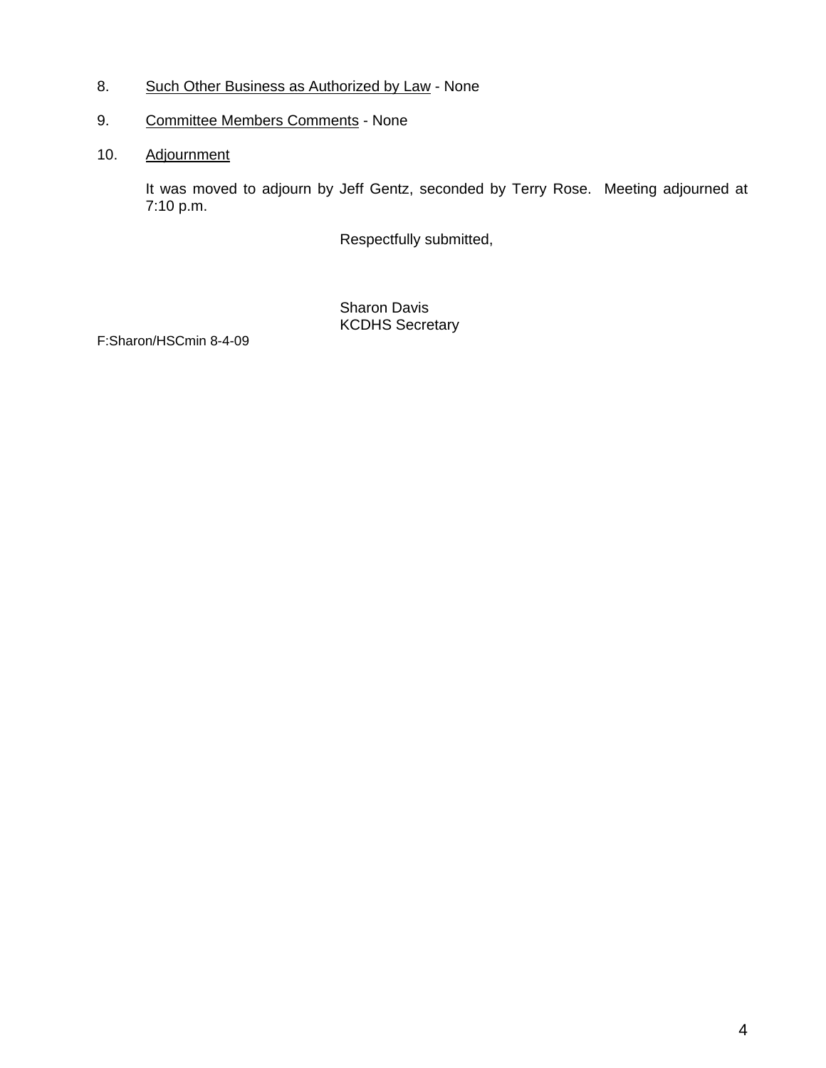8. Such Other Business as Authorized by Law - None

9. Committee Members Comments - None

10. Adjournment

    It was moved to adjourn by Jeff Gentz, seconded by Terry Rose. Meeting adjourned at 7:10 p.m.

Respectfully submitted,

Sharon Davis
KCDHS Secretary

F:Sharon/HSCmin 8-4-09